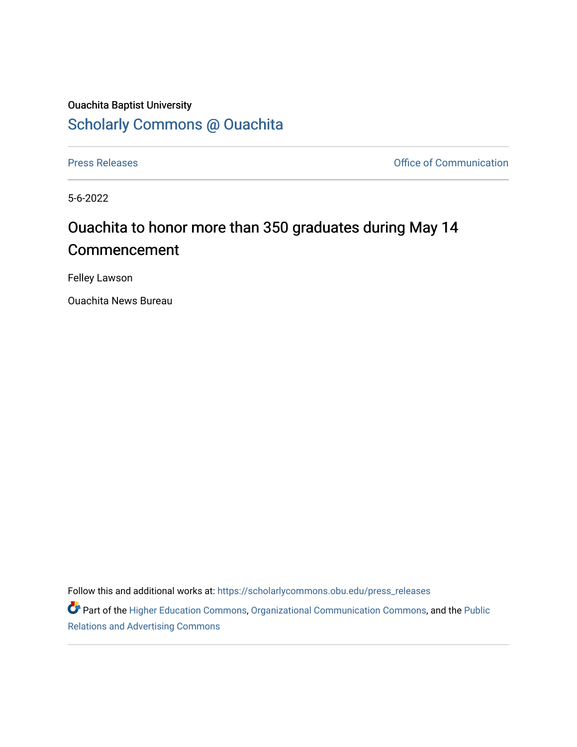Ouachita Baptist University

## Scholarly Commons @ Ouachita

Press Releases

Office of Communication

5-6-2022

# Ouachita to honor more than 350 graduates during May 14 Commencement

Felley Lawson

Ouachita News Bureau

Follow this and additional works at: https://scholarlycommons.obu.edu/press_releases

Part of the Higher Education Commons, Organizational Communication Commons, and the Public Relations and Advertising Commons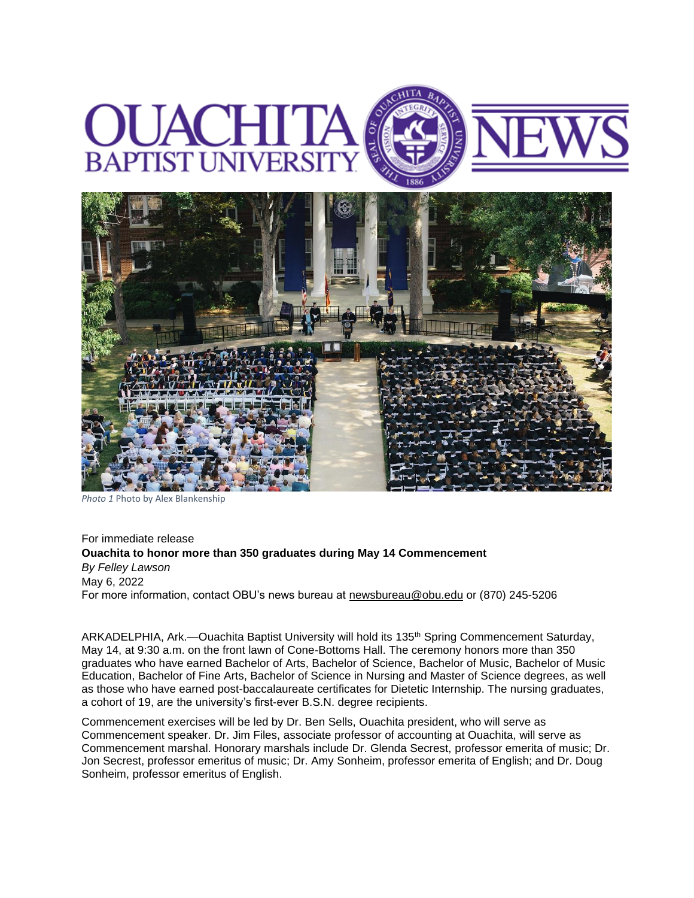# OUACHITA BAPTIST UNIVERSITY NEWS

*Photo 1* Photo by Alex Blankenship

For immediate release

**Ouachita to honor more than 350 graduates during May 14 Commencement**

*By Felley Lawson*

May 6, 2022

For more information, contact OBU's news bureau at newsbureau@obu.edu or (870) 245-5206

ARKADELPHIA, Ark.—Ouachita Baptist University will hold its 135th Spring Commencement Saturday, May 14, at 9:30 a.m. on the front lawn of Cone-Bottoms Hall. The ceremony honors more than 350 graduates who have earned Bachelor of Arts, Bachelor of Science, Bachelor of Music, Bachelor of Music Education, Bachelor of Fine Arts, Bachelor of Science in Nursing and Master of Science degrees, as well as those who have earned post-baccalaureate certificates for Dietetic Internship. The nursing graduates, a cohort of 19, are the university's first-ever B.S.N. degree recipients.

Commencement exercises will be led by Dr. Ben Sells, Ouachita president, who will serve as Commencement speaker. Dr. Jim Files, associate professor of accounting at Ouachita, will serve as Commencement marshal. Honorary marshals include Dr. Glenda Secrest, professor emerita of music; Dr. Jon Secrest, professor emeritus of music; Dr. Amy Sonheim, professor emerita of English; and Dr. Doug Sonheim, professor emeritus of English.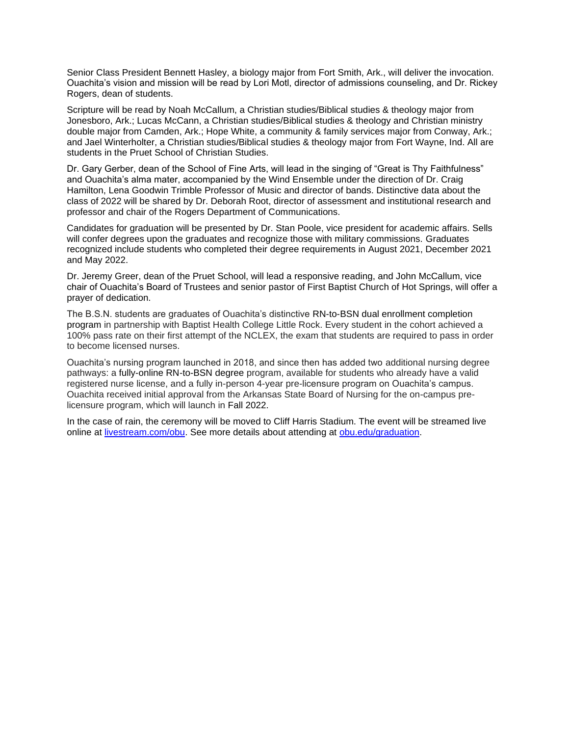Senior Class President Bennett Hasley, a biology major from Fort Smith, Ark., will deliver the invocation. Ouachita's vision and mission will be read by Lori Motl, director of admissions counseling, and Dr. Rickey Rogers, dean of students.

Scripture will be read by Noah McCallum, a Christian studies/Biblical studies & theology major from Jonesboro, Ark.; Lucas McCann, a Christian studies/Biblical studies & theology and Christian ministry double major from Camden, Ark.; Hope White, a community & family services major from Conway, Ark.; and Jael Winterholter, a Christian studies/Biblical studies & theology major from Fort Wayne, Ind. All are students in the Pruet School of Christian Studies.

Dr. Gary Gerber, dean of the School of Fine Arts, will lead in the singing of "Great is Thy Faithfulness" and Ouachita's alma mater, accompanied by the Wind Ensemble under the direction of Dr. Craig Hamilton, Lena Goodwin Trimble Professor of Music and director of bands. Distinctive data about the class of 2022 will be shared by Dr. Deborah Root, director of assessment and institutional research and professor and chair of the Rogers Department of Communications.

Candidates for graduation will be presented by Dr. Stan Poole, vice president for academic affairs. Sells will confer degrees upon the graduates and recognize those with military commissions. Graduates recognized include students who completed their degree requirements in August 2021, December 2021 and May 2022.

Dr. Jeremy Greer, dean of the Pruet School, will lead a responsive reading, and John McCallum, vice chair of Ouachita's Board of Trustees and senior pastor of First Baptist Church of Hot Springs, will offer a prayer of dedication.

The B.S.N. students are graduates of Ouachita's distinctive RN-to-BSN dual enrollment completion program in partnership with Baptist Health College Little Rock. Every student in the cohort achieved a 100% pass rate on their first attempt of the NCLEX, the exam that students are required to pass in order to become licensed nurses.

Ouachita's nursing program launched in 2018, and since then has added two additional nursing degree pathways: a fully-online RN-to-BSN degree program, available for students who already have a valid registered nurse license, and a fully in-person 4-year pre-licensure program on Ouachita's campus. Ouachita received initial approval from the Arkansas State Board of Nursing for the on-campus pre-licensure program, which will launch in Fall 2022.

In the case of rain, the ceremony will be moved to Cliff Harris Stadium. The event will be streamed live online at [livestream.com/obu](livestream.com/obu). See more details about attending at [obu.edu/graduation](obu.edu/graduation).